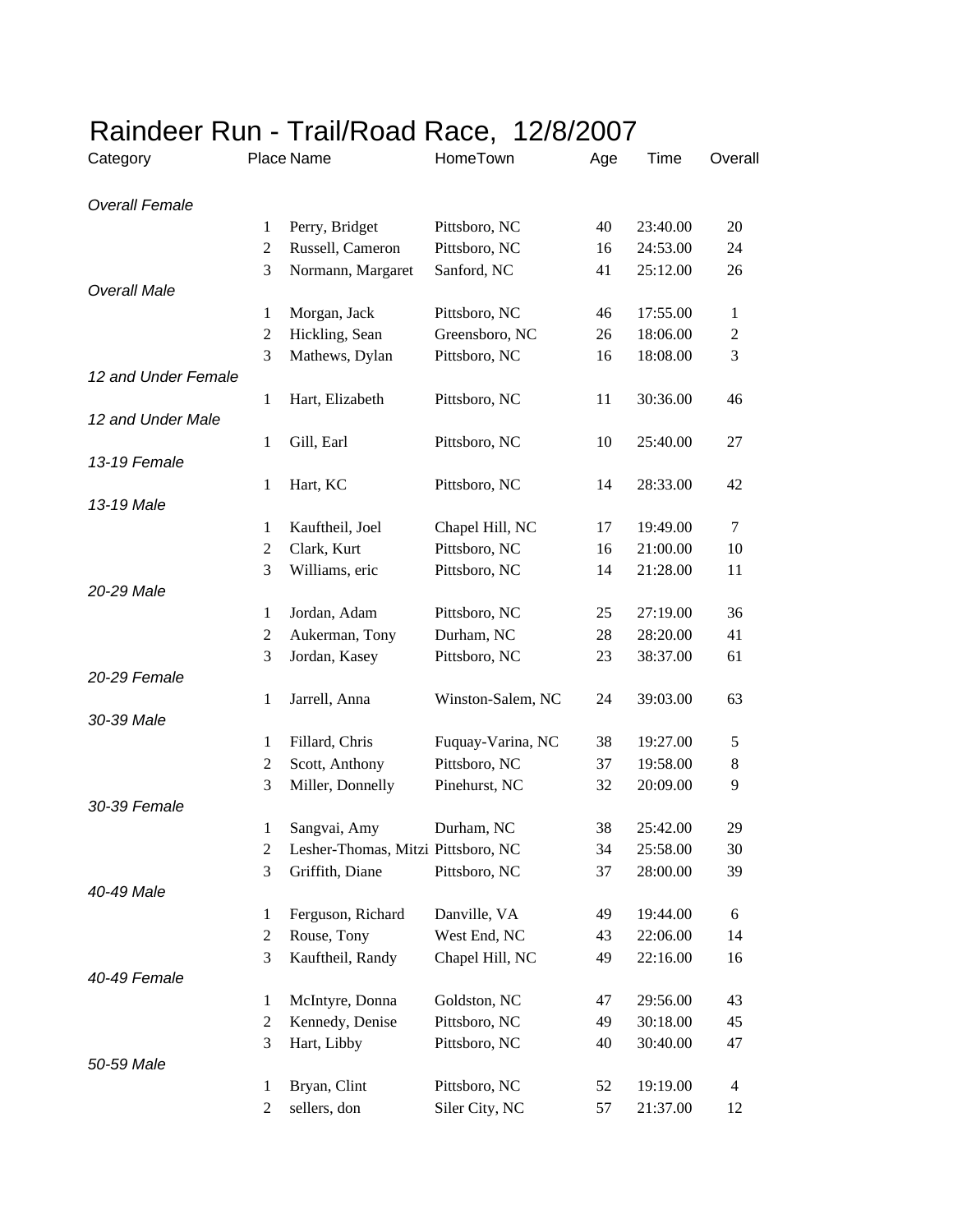# Raindeer Run - Trail/Road Race, 12/8/2007

| Category | Place | Name | HomeTown | Age | Time | Overall |
|---|---|---|---|---|---|---|
| *Overall Female* | | | | | | |
| | 1 | Perry, Bridget | Pittsboro, NC | 40 | 23:40.00 | 20 |
| | 2 | Russell, Cameron | Pittsboro, NC | 16 | 24:53.00 | 24 |
| | 3 | Normann, Margaret | Sanford, NC | 41 | 25:12.00 | 26 |
| *Overall Male* | | | | | | |
| | 1 | Morgan, Jack | Pittsboro, NC | 46 | 17:55.00 | 1 |
| | 2 | Hickling, Sean | Greensboro, NC | 26 | 18:06.00 | 2 |
| | 3 | Mathews, Dylan | Pittsboro, NC | 16 | 18:08.00 | 3 |
| *12 and Under Female* | | | | | | |
| | 1 | Hart, Elizabeth | Pittsboro, NC | 11 | 30:36.00 | 46 |
| *12 and Under Male* | | | | | | |
| | 1 | Gill, Earl | Pittsboro, NC | 10 | 25:40.00 | 27 |
| *13-19 Female* | | | | | | |
| | 1 | Hart, KC | Pittsboro, NC | 14 | 28:33.00 | 42 |
| *13-19 Male* | | | | | | |
| | 1 | Kauftheil, Joel | Chapel Hill, NC | 17 | 19:49.00 | 7 |
| | 2 | Clark, Kurt | Pittsboro, NC | 16 | 21:00.00 | 10 |
| | 3 | Williams, eric | Pittsboro, NC | 14 | 21:28.00 | 11 |
| *20-29 Male* | | | | | | |
| | 1 | Jordan, Adam | Pittsboro, NC | 25 | 27:19.00 | 36 |
| | 2 | Aukerman, Tony | Durham, NC | 28 | 28:20.00 | 41 |
| | 3 | Jordan, Kasey | Pittsboro, NC | 23 | 38:37.00 | 61 |
| *20-29 Female* | | | | | | |
| | 1 | Jarrell, Anna | Winston-Salem, NC | 24 | 39:03.00 | 63 |
| *30-39 Male* | | | | | | |
| | 1 | Fillard, Chris | Fuquay-Varina, NC | 38 | 19:27.00 | 5 |
| | 2 | Scott, Anthony | Pittsboro, NC | 37 | 19:58.00 | 8 |
| | 3 | Miller, Donnelly | Pinehurst, NC | 32 | 20:09.00 | 9 |
| *30-39 Female* | | | | | | |
| | 1 | Sangvai, Amy | Durham, NC | 38 | 25:42.00 | 29 |
| | 2 | Lesher-Thomas, Mitzi | Pittsboro, NC | 34 | 25:58.00 | 30 |
| | 3 | Griffith, Diane | Pittsboro, NC | 37 | 28:00.00 | 39 |
| *40-49 Male* | | | | | | |
| | 1 | Ferguson, Richard | Danville, VA | 49 | 19:44.00 | 6 |
| | 2 | Rouse, Tony | West End, NC | 43 | 22:06.00 | 14 |
| | 3 | Kauftheil, Randy | Chapel Hill, NC | 49 | 22:16.00 | 16 |
| *40-49 Female* | | | | | | |
| | 1 | McIntyre, Donna | Goldston, NC | 47 | 29:56.00 | 43 |
| | 2 | Kennedy, Denise | Pittsboro, NC | 49 | 30:18.00 | 45 |
| | 3 | Hart, Libby | Pittsboro, NC | 40 | 30:40.00 | 47 |
| *50-59 Male* | | | | | | |
| | 1 | Bryan, Clint | Pittsboro, NC | 52 | 19:19.00 | 4 |
| | 2 | sellers, don | Siler City, NC | 57 | 21:37.00 | 12 |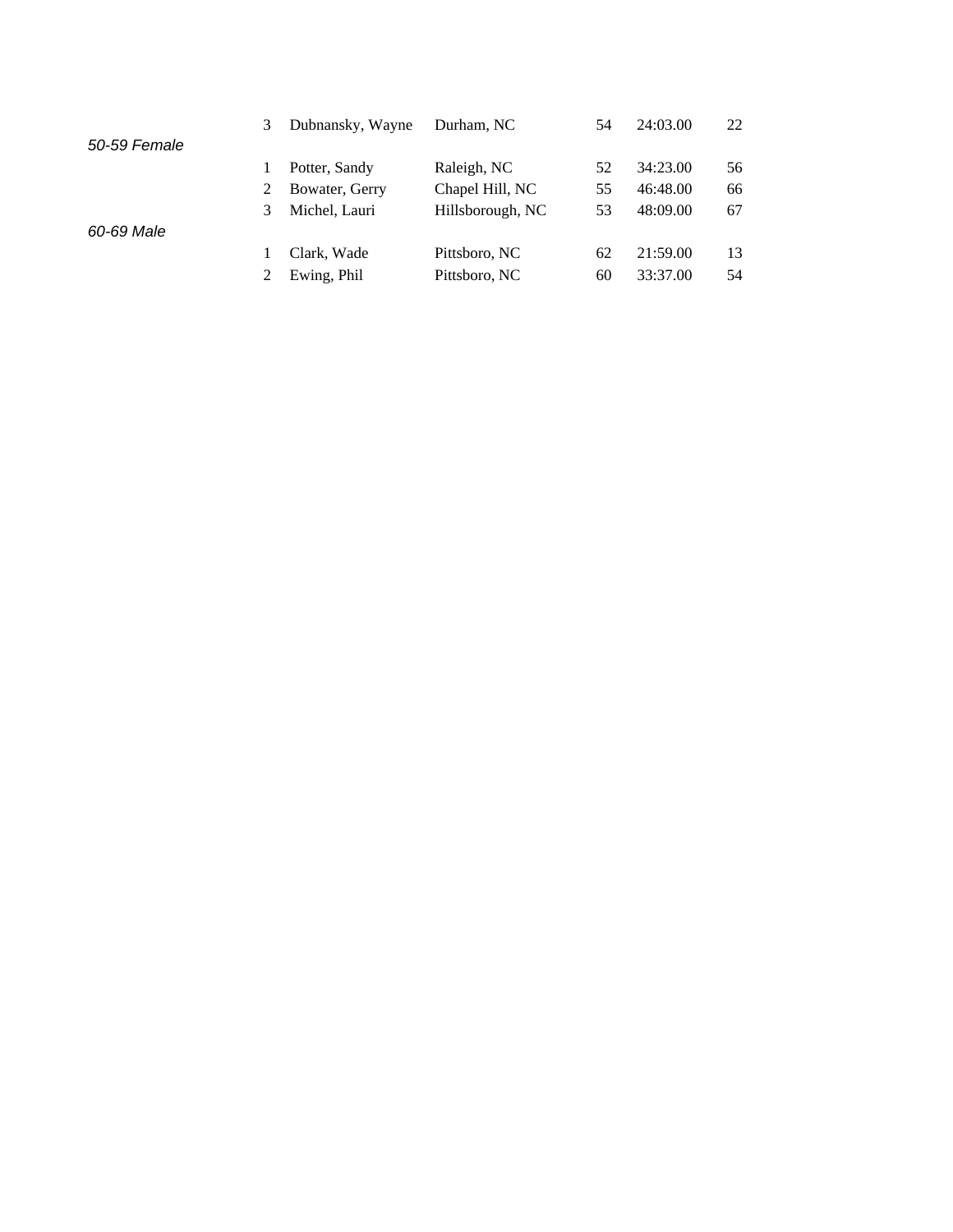| | | | | | | |
|---|---|---|---|---|---|---|
| | 3 | Dubnansky, Wayne | Durham, NC | 54 | 24:03.00 | 22 |
| *50-59 Female* | | | | | | |
| | 1 | Potter, Sandy | Raleigh, NC | 52 | 34:23.00 | 56 |
| | 2 | Bowater, Gerry | Chapel Hill, NC | 55 | 46:48.00 | 66 |
| | 3 | Michel, Lauri | Hillsborough, NC | 53 | 48:09.00 | 67 |
| *60-69 Male* | | | | | | |
| | 1 | Clark, Wade | Pittsboro, NC | 62 | 21:59.00 | 13 |
| | 2 | Ewing, Phil | Pittsboro, NC | 60 | 33:37.00 | 54 |